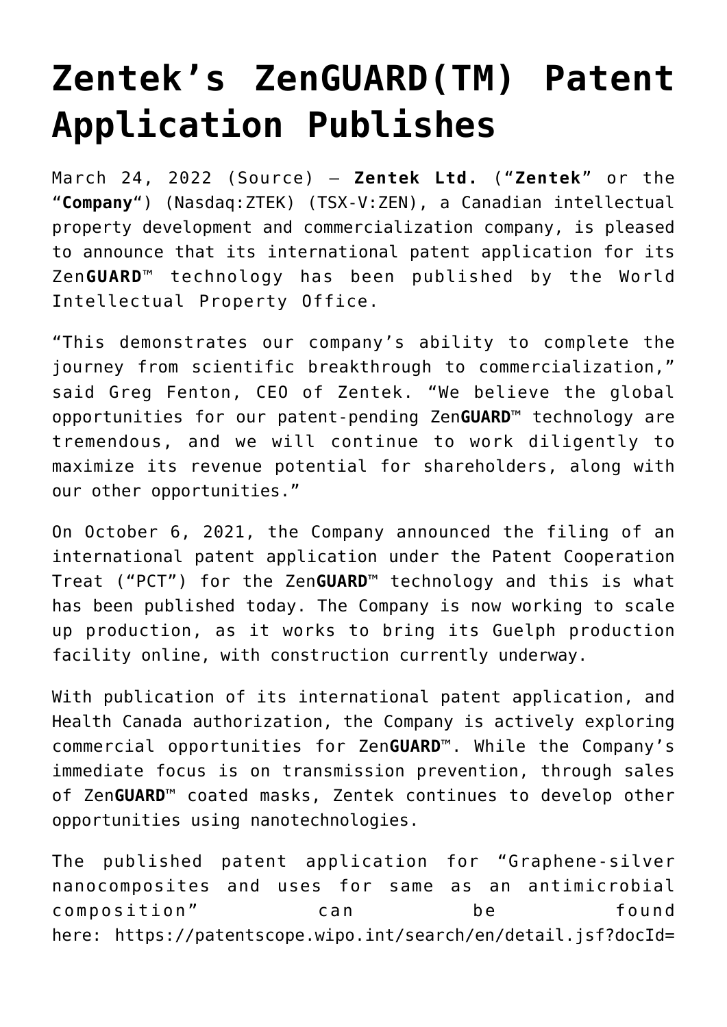# Zentek's ZenGUARD(TM) Patent Application Publishes

March 24, 2022 (Source) — **Zentek Ltd.** ("**Zentek**" or the "**Company**") (Nasdaq:ZTEK) (TSX-V:ZEN), a Canadian intellectual property development and commercialization company, is pleased to announce that its international patent application for its Zen**GUARD**™ technology has been published by the World Intellectual Property Office.

"This demonstrates our company's ability to complete the journey from scientific breakthrough to commercialization," said Greg Fenton, CEO of Zentek. "We believe the global opportunities for our patent-pending Zen**GUARD**™ technology are tremendous, and we will continue to work diligently to maximize its revenue potential for shareholders, along with our other opportunities."

On October 6, 2021, the Company announced the filing of an international patent application under the Patent Cooperation Treat ("PCT") for the Zen**GUARD**™ technology and this is what has been published today. The Company is now working to scale up production, as it works to bring its Guelph production facility online, with construction currently underway.

With publication of its international patent application, and Health Canada authorization, the Company is actively exploring commercial opportunities for Zen**GUARD**™. While the Company's immediate focus is on transmission prevention, through sales of Zen**GUARD**™ coated masks, Zentek continues to develop other opportunities using nanotechnologies.

The published patent application for "Graphene-silver nanocomposites and uses for same as an antimicrobial composition" can be found here: https://patentscope.wipo.int/search/en/detail.jsf?docId=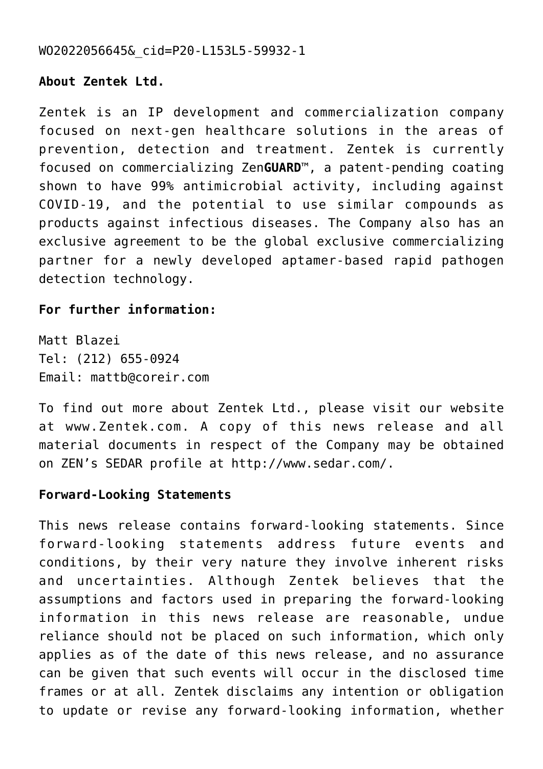WO2022056645&_cid=P20-L153L5-59932-1

**About Zentek Ltd.**

Zentek is an IP development and commercialization company focused on next-gen healthcare solutions in the areas of prevention, detection and treatment. Zentek is currently focused on commercializing Zen**GUARD**™, a patent-pending coating shown to have 99% antimicrobial activity, including against COVID-19, and the potential to use similar compounds as products against infectious diseases. The Company also has an exclusive agreement to be the global exclusive commercializing partner for a newly developed aptamer-based rapid pathogen detection technology.

**For further information:**

Matt Blazei
Tel: (212) 655-0924
Email: mattb@coreir.com

To find out more about Zentek Ltd., please visit our website at www.Zentek.com. A copy of this news release and all material documents in respect of the Company may be obtained on ZEN's SEDAR profile at http://www.sedar.com/.

**Forward-Looking Statements**

This news release contains forward-looking statements. Since forward-looking statements address future events and conditions, by their very nature they involve inherent risks and uncertainties. Although Zentek believes that the assumptions and factors used in preparing the forward-looking information in this news release are reasonable, undue reliance should not be placed on such information, which only applies as of the date of this news release, and no assurance can be given that such events will occur in the disclosed time frames or at all. Zentek disclaims any intention or obligation to update or revise any forward-looking information, whether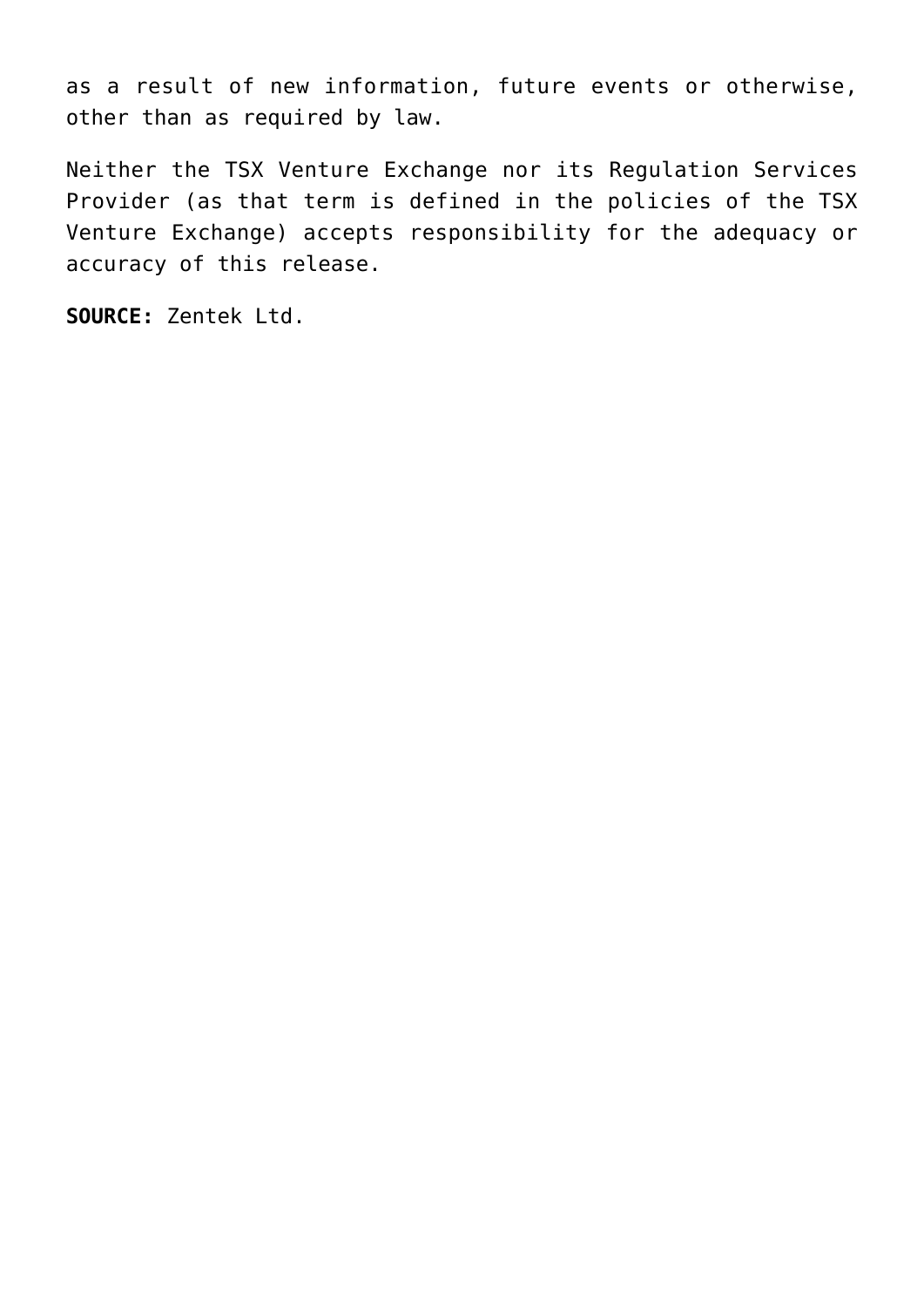as a result of new information, future events or otherwise, other than as required by law.

Neither the TSX Venture Exchange nor its Regulation Services Provider (as that term is defined in the policies of the TSX Venture Exchange) accepts responsibility for the adequacy or accuracy of this release.

**SOURCE:** Zentek Ltd.